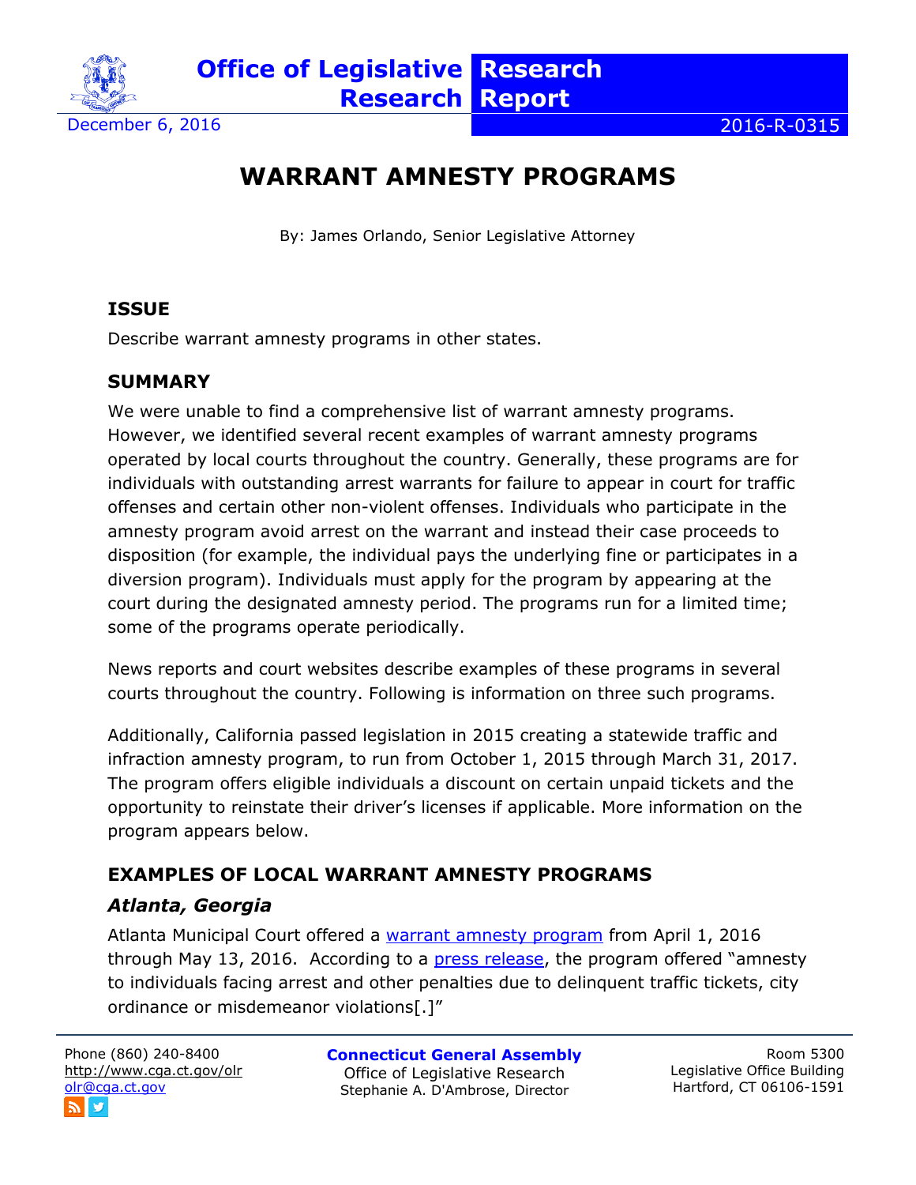Office of Legislative Research | Research Report

December 6, 2016 | 2016-R-0315

# WARRANT AMNESTY PROGRAMS

By: James Orlando, Senior Legislative Attorney

## ISSUE

Describe warrant amnesty programs in other states.

## SUMMARY

We were unable to find a comprehensive list of warrant amnesty programs. However, we identified several recent examples of warrant amnesty programs operated by local courts throughout the country. Generally, these programs are for individuals with outstanding arrest warrants for failure to appear in court for traffic offenses and certain other non-violent offenses. Individuals who participate in the amnesty program avoid arrest on the warrant and instead their case proceeds to disposition (for example, the individual pays the underlying fine or participates in a diversion program). Individuals must apply for the program by appearing at the court during the designated amnesty period. The programs run for a limited time; some of the programs operate periodically.

News reports and court websites describe examples of these programs in several courts throughout the country. Following is information on three such programs.

Additionally, California passed legislation in 2015 creating a statewide traffic and infraction amnesty program, to run from October 1, 2015 through March 31, 2017. The program offers eligible individuals a discount on certain unpaid tickets and the opportunity to reinstate their driver's licenses if applicable. More information on the program appears below.

## EXAMPLES OF LOCAL WARRANT AMNESTY PROGRAMS

### *Atlanta, Georgia*

Atlanta Municipal Court offered a warrant amnesty program from April 1, 2016 through May 13, 2016. According to a press release, the program offered "amnesty to individuals facing arrest and other penalties due to delinquent traffic tickets, city ordinance or misdemeanor violations[.]"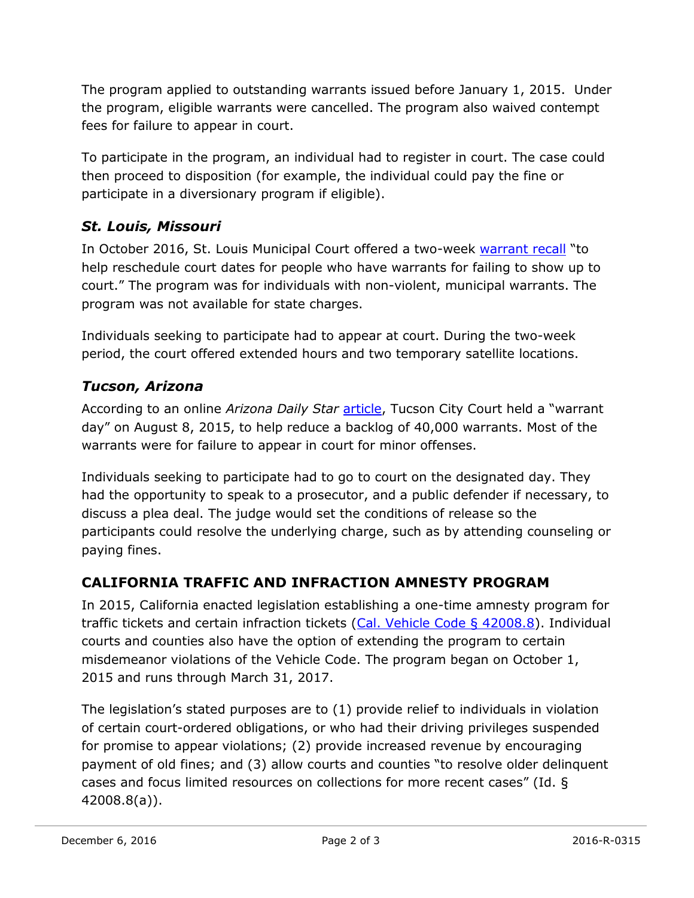The program applied to outstanding warrants issued before January 1, 2015. Under the program, eligible warrants were cancelled. The program also waived contempt fees for failure to appear in court.

To participate in the program, an individual had to register in court. The case could then proceed to disposition (for example, the individual could pay the fine or participate in a diversionary program if eligible).

### *St. Louis, Missouri*

In October 2016, St. Louis Municipal Court offered a two-week warrant recall "to help reschedule court dates for people who have warrants for failing to show up to court." The program was for individuals with non-violent, municipal warrants. The program was not available for state charges.

Individuals seeking to participate had to appear at court. During the two-week period, the court offered extended hours and two temporary satellite locations.

### *Tucson, Arizona*

According to an online *Arizona Daily Star* article, Tucson City Court held a "warrant day" on August 8, 2015, to help reduce a backlog of 40,000 warrants. Most of the warrants were for failure to appear in court for minor offenses.

Individuals seeking to participate had to go to court on the designated day. They had the opportunity to speak to a prosecutor, and a public defender if necessary, to discuss a plea deal. The judge would set the conditions of release so the participants could resolve the underlying charge, such as by attending counseling or paying fines.

## CALIFORNIA TRAFFIC AND INFRACTION AMNESTY PROGRAM

In 2015, California enacted legislation establishing a one-time amnesty program for traffic tickets and certain infraction tickets (Cal. Vehicle Code § 42008.8). Individual courts and counties also have the option of extending the program to certain misdemeanor violations of the Vehicle Code. The program began on October 1, 2015 and runs through March 31, 2017.

The legislation's stated purposes are to (1) provide relief to individuals in violation of certain court-ordered obligations, or who had their driving privileges suspended for promise to appear violations; (2) provide increased revenue by encouraging payment of old fines; and (3) allow courts and counties "to resolve older delinquent cases and focus limited resources on collections for more recent cases" (Id. § 42008.8(a)).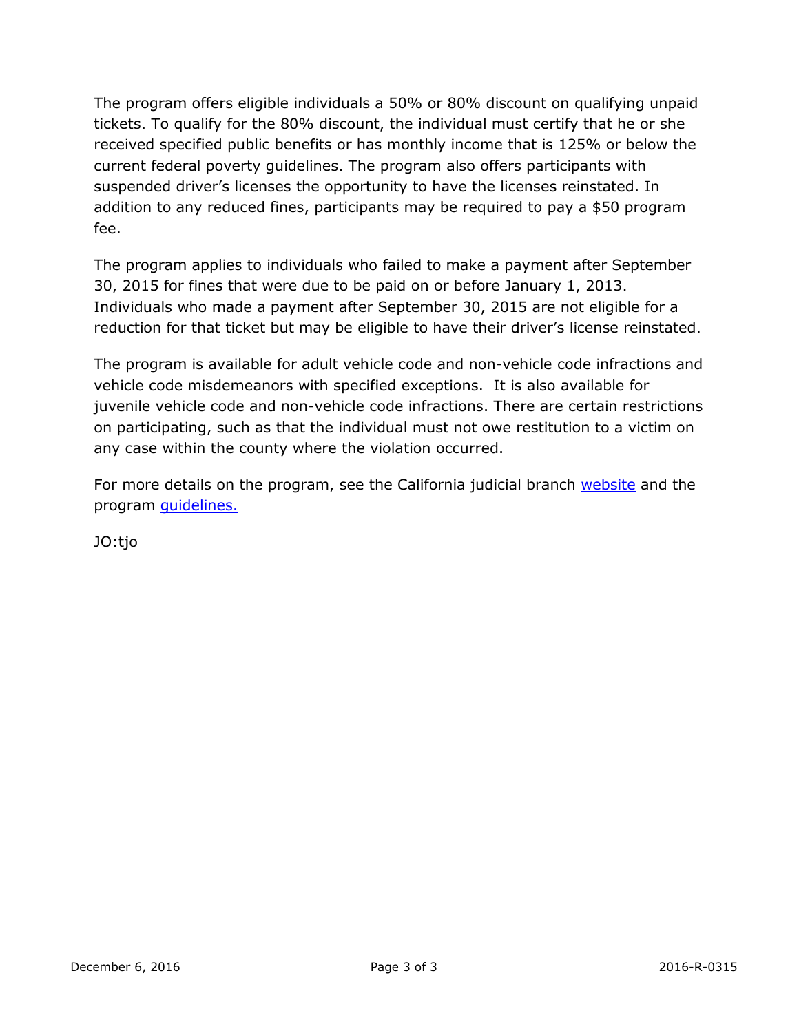The program offers eligible individuals a 50% or 80% discount on qualifying unpaid tickets. To qualify for the 80% discount, the individual must certify that he or she received specified public benefits or has monthly income that is 125% or below the current federal poverty guidelines. The program also offers participants with suspended driver's licenses the opportunity to have the licenses reinstated. In addition to any reduced fines, participants may be required to pay a $50 program fee.

The program applies to individuals who failed to make a payment after September 30, 2015 for fines that were due to be paid on or before January 1, 2013. Individuals who made a payment after September 30, 2015 are not eligible for a reduction for that ticket but may be eligible to have their driver's license reinstated.

The program is available for adult vehicle code and non-vehicle code infractions and vehicle code misdemeanors with specified exceptions. It is also available for juvenile vehicle code and non-vehicle code infractions. There are certain restrictions on participating, such as that the individual must not owe restitution to a victim on any case within the county where the violation occurred.

For more details on the program, see the California judicial branch website and the program guidelines.

JO:tjo